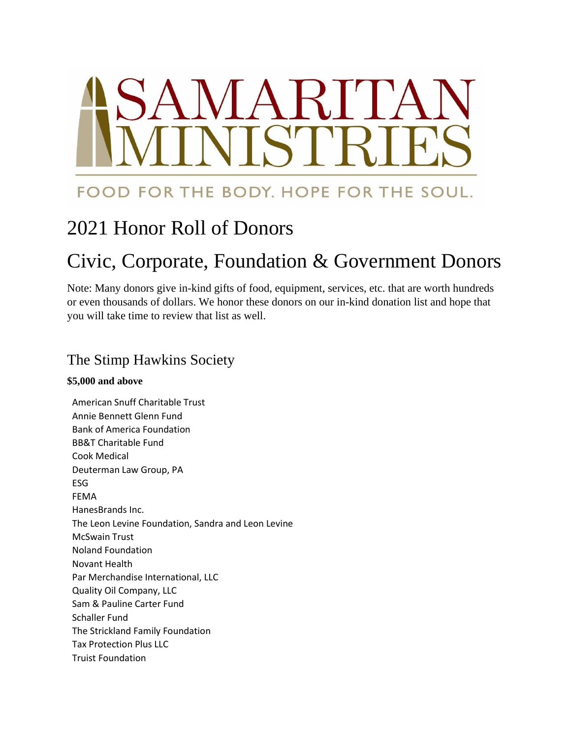# SAMARITAN MINISTRIES

FOOD FOR THE BODY. HOPE FOR THE SOUL.

# 2021 Honor Roll of Donors

# Civic, Corporate, Foundation & Government Donors

Note: Many donors give in-kind gifts of food, equipment, services, etc. that are worth hundreds or even thousands of dollars. We honor these donors on our in-kind donation list and hope that you will take time to review that list as well.

## The Stimp Hawkins Society

**$5,000 and above**

American Snuff Charitable Trust
Annie Bennett Glenn Fund
Bank of America Foundation
BB&T Charitable Fund
Cook Medical
Deuterman Law Group, PA
ESG
FEMA
HanesBrands Inc.
The Leon Levine Foundation, Sandra and Leon Levine
McSwain Trust
Noland Foundation
Novant Health
Par Merchandise International, LLC
Quality Oil Company, LLC
Sam & Pauline Carter Fund
Schaller Fund
The Strickland Family Foundation
Tax Protection Plus LLC
Truist Foundation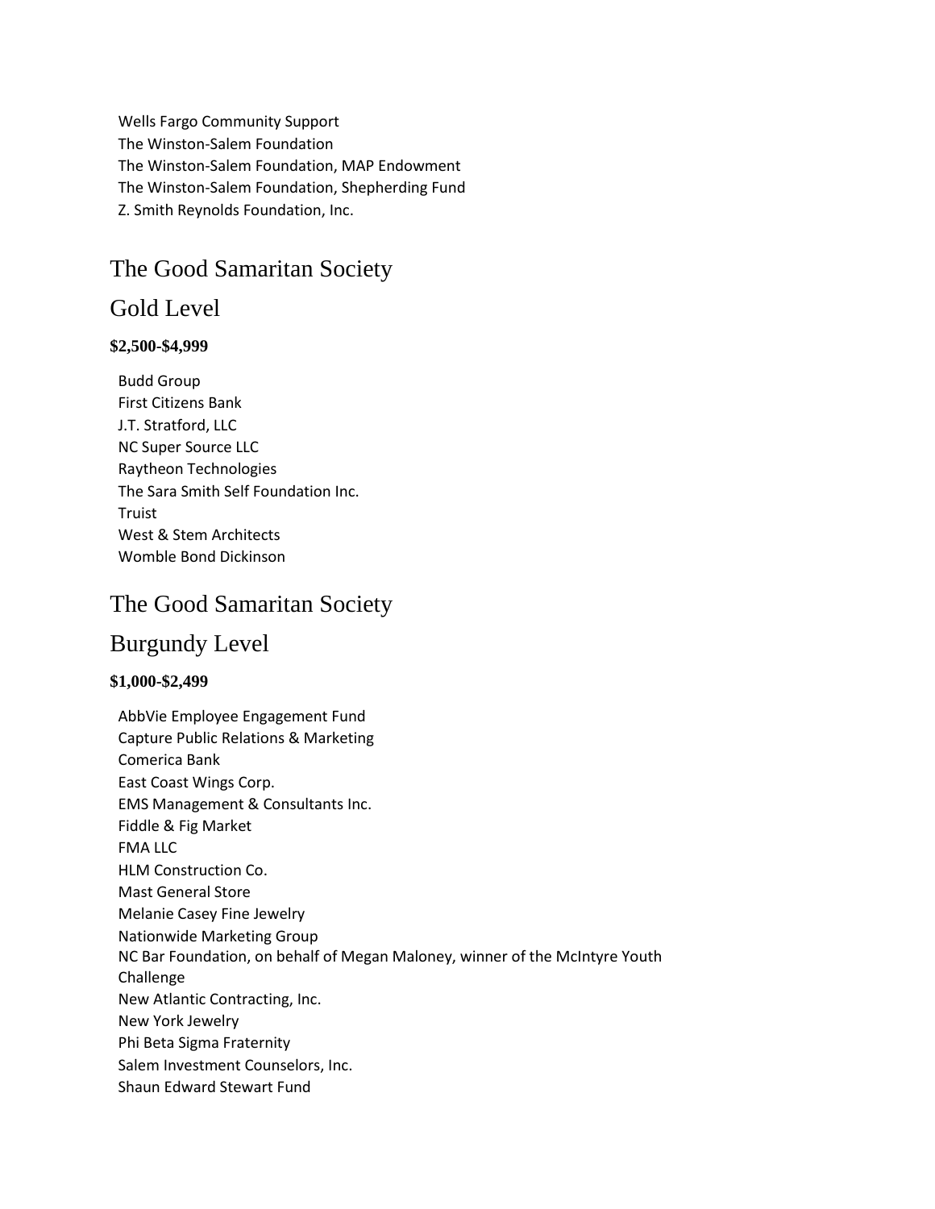Wells Fargo Community Support
The Winston-Salem Foundation
The Winston-Salem Foundation, MAP Endowment
The Winston-Salem Foundation, Shepherding Fund
Z. Smith Reynolds Foundation, Inc.

## The Good Samaritan Society

## Gold Level

**$2,500-$4,999**

Budd Group
First Citizens Bank
J.T. Stratford, LLC
NC Super Source LLC
Raytheon Technologies
The Sara Smith Self Foundation Inc.
Truist
West & Stem Architects
Womble Bond Dickinson

## The Good Samaritan Society

## Burgundy Level

**$1,000-$2,499**

AbbVie Employee Engagement Fund
Capture Public Relations & Marketing
Comerica Bank
East Coast Wings Corp.
EMS Management & Consultants Inc.
Fiddle & Fig Market
FMA LLC
HLM Construction Co.
Mast General Store
Melanie Casey Fine Jewelry
Nationwide Marketing Group
NC Bar Foundation, on behalf of Megan Maloney, winner of the McIntyre Youth Challenge
New Atlantic Contracting, Inc.
New York Jewelry
Phi Beta Sigma Fraternity
Salem Investment Counselors, Inc.
Shaun Edward Stewart Fund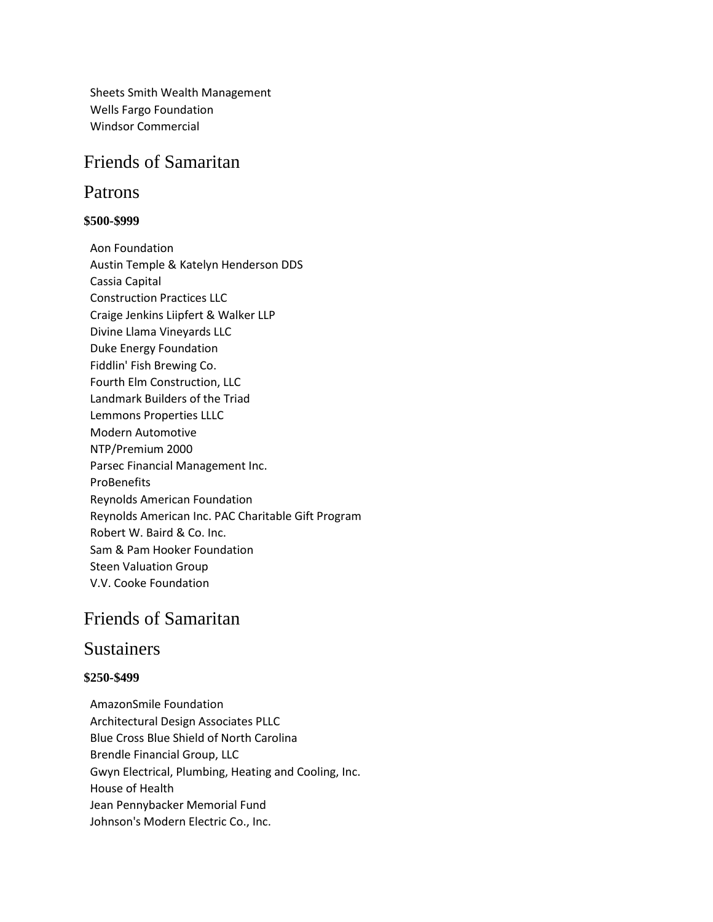Sheets Smith Wealth Management
Wells Fargo Foundation
Windsor Commercial

## Friends of Samaritan

## Patrons

**$500-$999**

Aon Foundation
Austin Temple & Katelyn Henderson DDS
Cassia Capital
Construction Practices LLC
Craige Jenkins Liipfert & Walker LLP
Divine Llama Vineyards LLC
Duke Energy Foundation
Fiddlin' Fish Brewing Co.
Fourth Elm Construction, LLC
Landmark Builders of the Triad
Lemmons Properties LLLC
Modern Automotive
NTP/Premium 2000
Parsec Financial Management Inc.
ProBenefits
Reynolds American Foundation
Reynolds American Inc. PAC Charitable Gift Program
Robert W. Baird & Co. Inc.
Sam & Pam Hooker Foundation
Steen Valuation Group
V.V. Cooke Foundation

## Friends of Samaritan

## Sustainers

**$250-$499**

AmazonSmile Foundation
Architectural Design Associates PLLC
Blue Cross Blue Shield of North Carolina
Brendle Financial Group, LLC
Gwyn Electrical, Plumbing, Heating and Cooling, Inc.
House of Health
Jean Pennybacker Memorial Fund
Johnson's Modern Electric Co., Inc.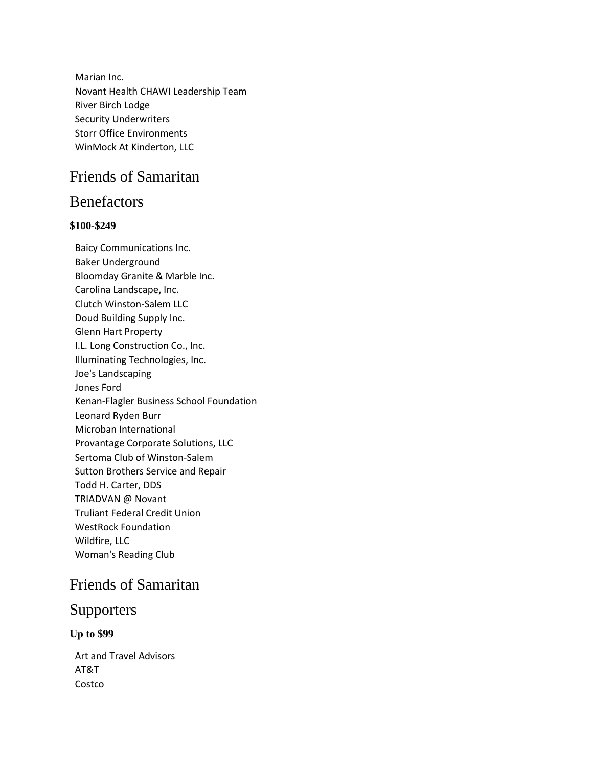Marian Inc.
Novant Health CHAWI Leadership Team
River Birch Lodge
Security Underwriters
Storr Office Environments
WinMock At Kinderton, LLC

## Friends of Samaritan

## Benefactors

**$100-$249**

Baicy Communications Inc.
Baker Underground
Bloomday Granite & Marble Inc.
Carolina Landscape, Inc.
Clutch Winston-Salem LLC
Doud Building Supply Inc.
Glenn Hart Property
I.L. Long Construction Co., Inc.
Illuminating Technologies, Inc.
Joe's Landscaping
Jones Ford
Kenan-Flagler Business School Foundation
Leonard Ryden Burr
Microban International
Provantage Corporate Solutions, LLC
Sertoma Club of Winston-Salem
Sutton Brothers Service and Repair
Todd H. Carter, DDS
TRIADVAN @ Novant
Truliant Federal Credit Union
WestRock Foundation
Wildfire, LLC
Woman's Reading Club

## Friends of Samaritan

## Supporters

**Up to $99**

Art and Travel Advisors
AT&T
Costco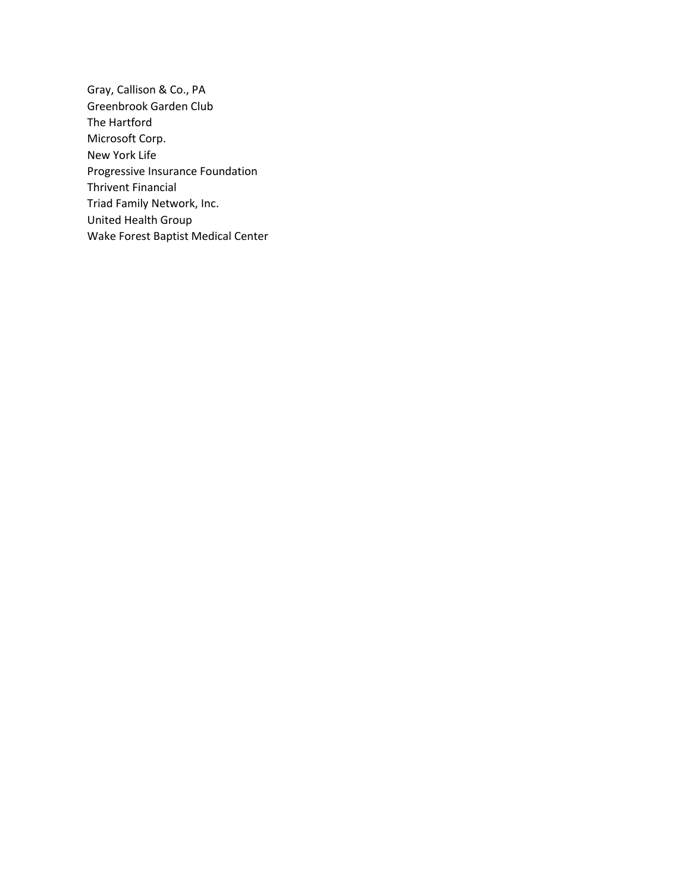Gray, Callison & Co., PA
Greenbrook Garden Club
The Hartford
Microsoft Corp.
New York Life
Progressive Insurance Foundation
Thrivent Financial
Triad Family Network, Inc.
United Health Group
Wake Forest Baptist Medical Center